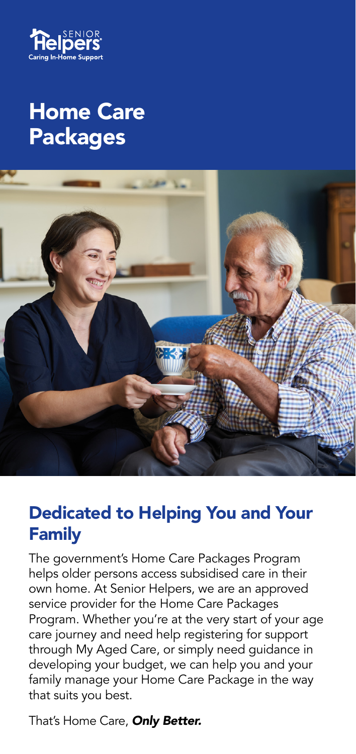SENIOR Helpers

Caring In-Home Support

# Home Care Packages

## Dedicated to Helping You and Your Family

The government's Home Care Packages Program helps older persons access subsidised care in their own home. At Senior Helpers, we are an approved service provider for the Home Care Packages Program. Whether you're at the very start of your age care journey and need help registering for support through My Aged Care, or simply need guidance in developing your budget, we can help you and your family manage your Home Care Package in the way that suits you best.

That's Home Care, ***Only Better.***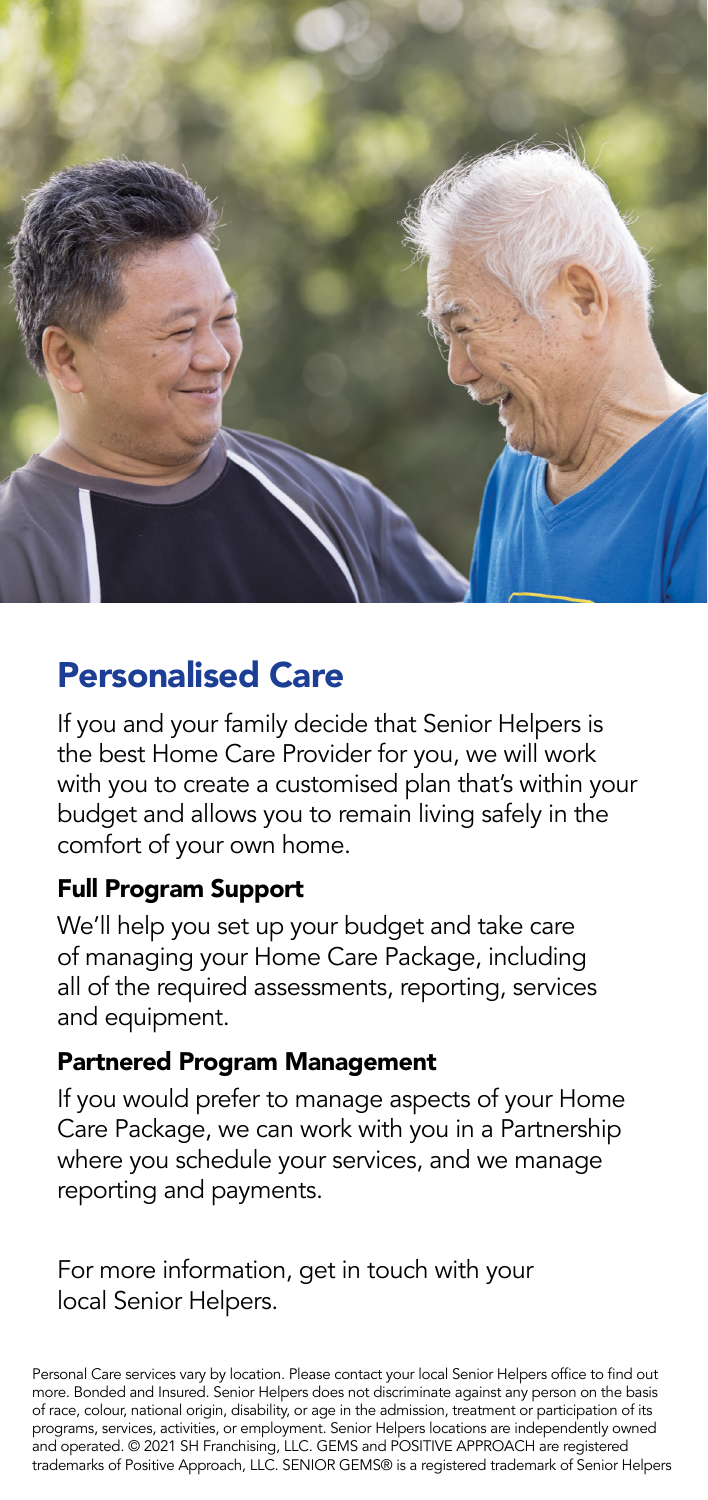## Personalised Care

If you and your family decide that Senior Helpers is the best Home Care Provider for you, we will work with you to create a customised plan that's within your budget and allows you to remain living safely in the comfort of your own home.

### Full Program Support

We'll help you set up your budget and take care of managing your Home Care Package, including all of the required assessments, reporting, services and equipment.

### Partnered Program Management

If you would prefer to manage aspects of your Home Care Package, we can work with you in a Partnership where you schedule your services, and we manage reporting and payments.

For more information, get in touch with your local Senior Helpers.

Personal Care services vary by location. Please contact your local Senior Helpers office to find out more. Bonded and Insured. Senior Helpers does not discriminate against any person on the basis of race, colour, national origin, disability, or age in the admission, treatment or participation of its programs, services, activities, or employment. Senior Helpers locations are independently owned and operated. © 2021 SH Franchising, LLC. GEMS and POSITIVE APPROACH are registered trademarks of Positive Approach, LLC. SENIOR GEMS® is a registered trademark of Senior Helpers